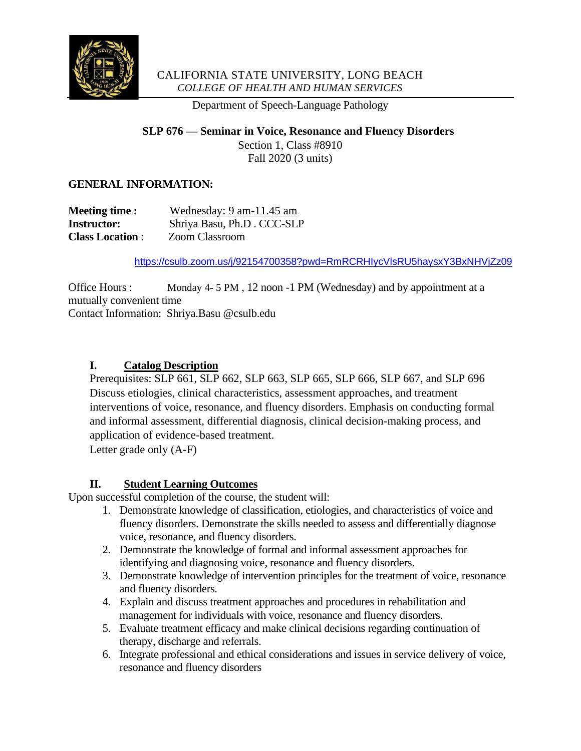CALIFORNIA STATE UNIVERSITY, LONG BEACH

*COLLEGE OF HEALTH AND HUMAN SERVICES*

Department of Speech-Language Pathology

**SLP 676 — Seminar in Voice, Resonance and Fluency Disorders**

Section 1, Class #8910

Fall 2020 (3 units)

## GENERAL INFORMATION:

**Meeting time :** Wednesday: 9 am-11.45 am
**Instructor:** Shriya Basu, Ph.D . CCC-SLP
**Class Location** : Zoom Classroom

https://csulb.zoom.us/j/92154700358?pwd=RmRCRHIycVlsRU5haysxY3BxNHVjZz09

Office Hours : Monday 4- 5 PM , 12 noon -1 PM (Wednesday) and by appointment at a mutually convenient time

Contact Information: Shriya.Basu @csulb.edu

## I. Catalog Description

Prerequisites: SLP 661, SLP 662, SLP 663, SLP 665, SLP 666, SLP 667, and SLP 696

Discuss etiologies, clinical characteristics, assessment approaches, and treatment interventions of voice, resonance, and fluency disorders. Emphasis on conducting formal and informal assessment, differential diagnosis, clinical decision-making process, and application of evidence-based treatment.

Letter grade only (A-F)

## II. Student Learning Outcomes

Upon successful completion of the course, the student will:

1. Demonstrate knowledge of classification, etiologies, and characteristics of voice and fluency disorders. Demonstrate the skills needed to assess and differentially diagnose voice, resonance, and fluency disorders.
2. Demonstrate the knowledge of formal and informal assessment approaches for identifying and diagnosing voice, resonance and fluency disorders.
3. Demonstrate knowledge of intervention principles for the treatment of voice, resonance and fluency disorders.
4. Explain and discuss treatment approaches and procedures in rehabilitation and management for individuals with voice, resonance and fluency disorders.
5. Evaluate treatment efficacy and make clinical decisions regarding continuation of therapy, discharge and referrals.
6. Integrate professional and ethical considerations and issues in service delivery of voice, resonance and fluency disorders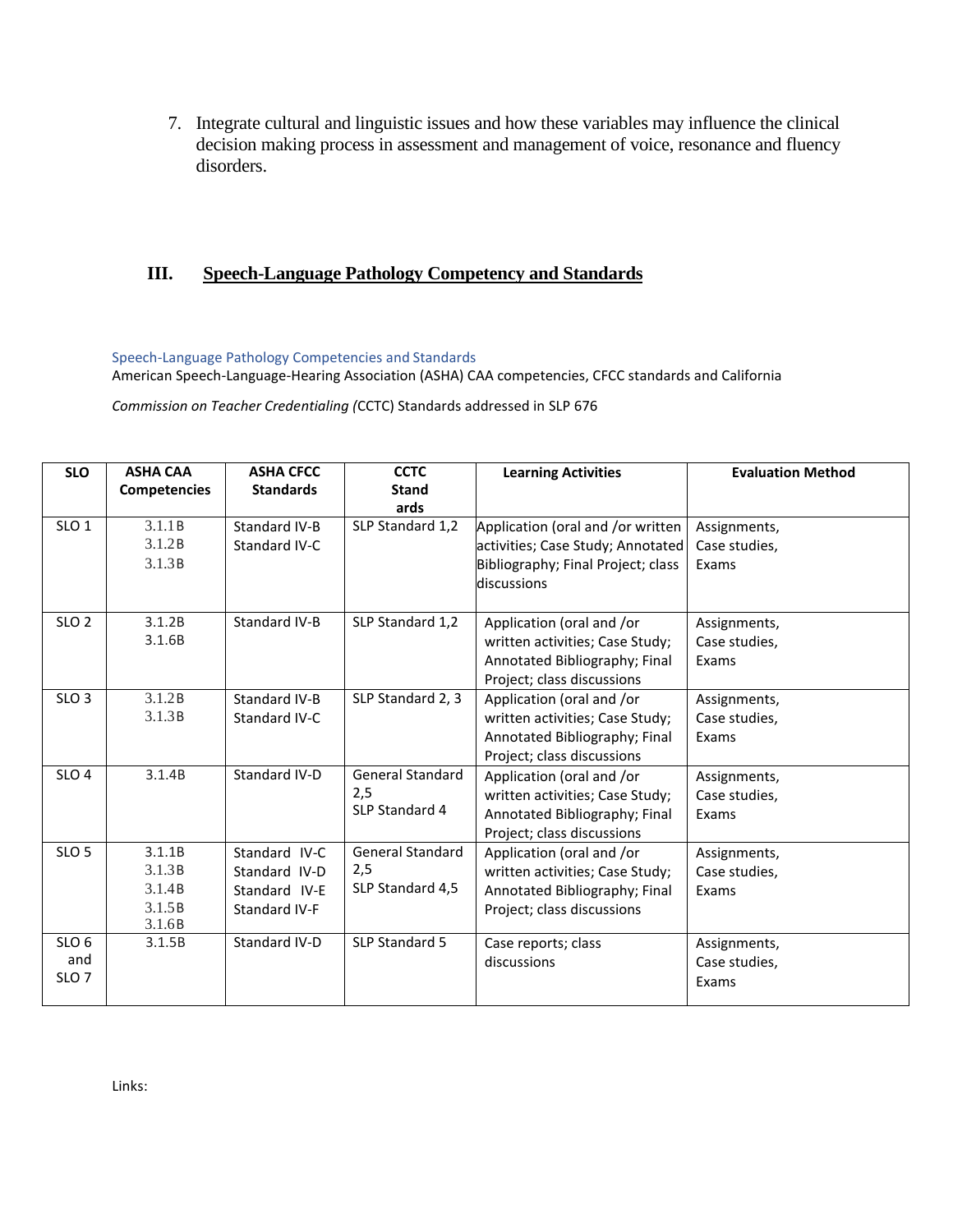7. Integrate cultural and linguistic issues and how these variables may influence the clinical decision making process in assessment and management of voice, resonance and fluency disorders.

## III. Speech-Language Pathology Competency and Standards

Speech-Language Pathology Competencies and Standards
American Speech-Language-Hearing Association (ASHA) CAA competencies, CFCC standards and California

*Commission on Teacher Credentialing (*CCTC) Standards addressed in SLP 676

| SLO | ASHA CAA Competencies | ASHA CFCC Standards | CCTC Standards | Learning Activities | Evaluation Method |
|---|---|---|---|---|---|
| SLO 1 | 3.1.1B<br>3.1.2B<br>3.1.3B | Standard IV-B<br>Standard IV-C | SLP Standard 1,2 | Application (oral and /or written activities; Case Study; Annotated Bibliography; Final Project; class discussions | Assignments,<br>Case studies,<br>Exams |
| SLO 2 | 3.1.2B<br>3.1.6B | Standard IV-B | SLP Standard 1,2 | Application (oral and /or written activities; Case Study; Annotated Bibliography; Final Project; class discussions | Assignments,<br>Case studies,<br>Exams |
| SLO 3 | 3.1.2B<br>3.1.3B | Standard IV-B<br>Standard IV-C | SLP Standard 2, 3 | Application (oral and /or written activities; Case Study; Annotated Bibliography; Final Project; class discussions | Assignments,<br>Case studies,<br>Exams |
| SLO 4 | 3.1.4B | Standard IV-D | General Standard 2,5<br>SLP Standard 4 | Application (oral and /or written activities; Case Study; Annotated Bibliography; Final Project; class discussions | Assignments,<br>Case studies,<br>Exams |
| SLO 5 | 3.1.1B<br>3.1.3B<br>3.1.4B<br>3.1.5B<br>3.1.6B | Standard IV-C<br>Standard IV-D<br>Standard IV-E<br>Standard IV-F | General Standard 2,5<br>SLP Standard 4,5 | Application (oral and /or written activities; Case Study; Annotated Bibliography; Final Project; class discussions | Assignments,<br>Case studies,<br>Exams |
| SLO 6 and SLO 7 | 3.1.5B | Standard IV-D | SLP Standard 5 | Case reports; class discussions | Assignments,<br>Case studies,<br>Exams |

Links: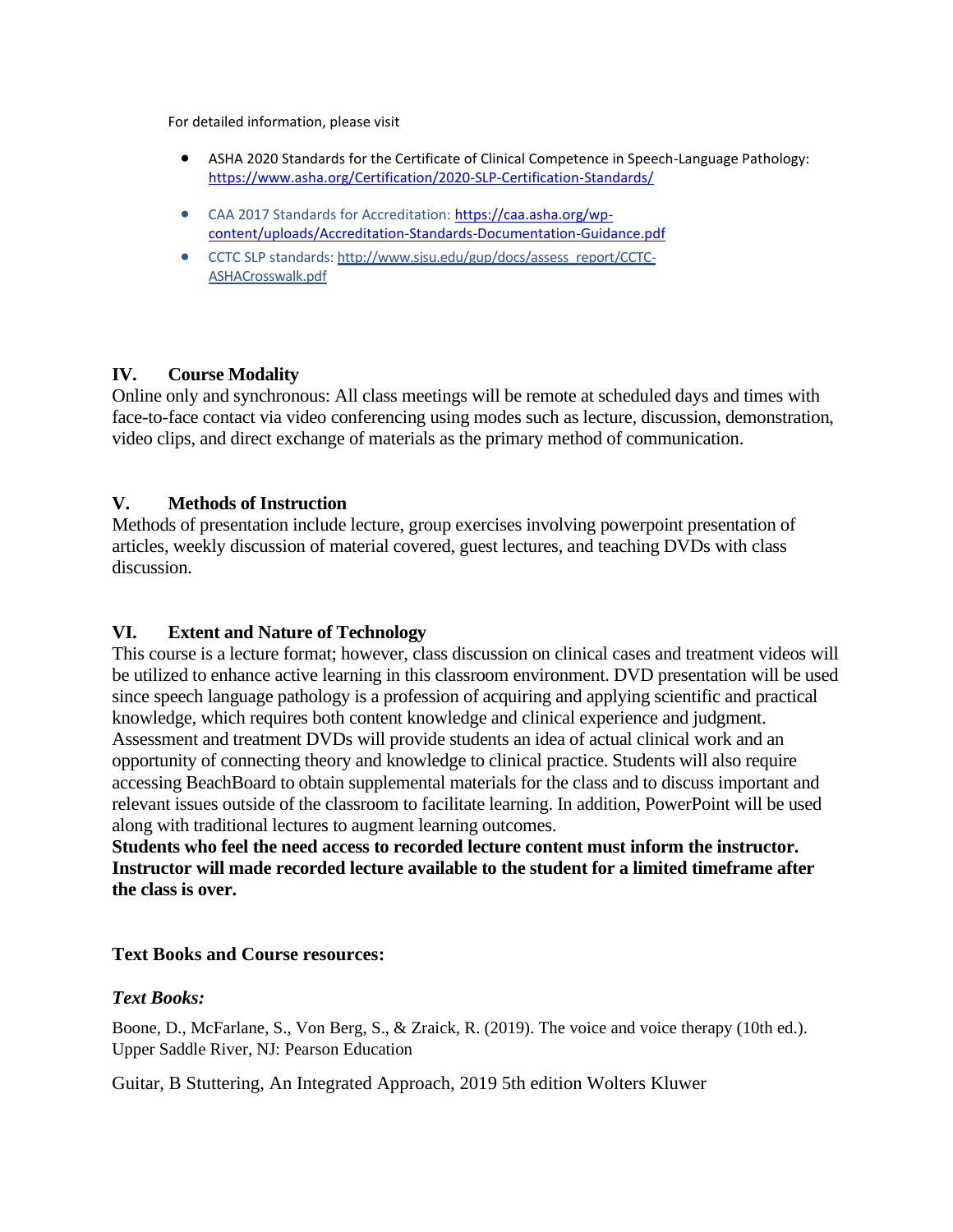For detailed information, please visit

- ASHA 2020 Standards for the Certificate of Clinical Competence in Speech-Language Pathology: https://www.asha.org/Certification/2020-SLP-Certification-Standards/
- CAA 2017 Standards for Accreditation: https://caa.asha.org/wp-content/uploads/Accreditation-Standards-Documentation-Guidance.pdf
- CCTC SLP standards: http://www.sjsu.edu/gup/docs/assess_report/CCTC-ASHACrosswalk.pdf

## IV. Course Modality

Online only and synchronous: All class meetings will be remote at scheduled days and times with face-to-face contact via video conferencing using modes such as lecture, discussion, demonstration, video clips, and direct exchange of materials as the primary method of communication.

## V. Methods of Instruction

Methods of presentation include lecture, group exercises involving powerpoint presentation of articles, weekly discussion of material covered, guest lectures, and teaching DVDs with class discussion.

## VI. Extent and Nature of Technology

This course is a lecture format; however, class discussion on clinical cases and treatment videos will be utilized to enhance active learning in this classroom environment. DVD presentation will be used since speech language pathology is a profession of acquiring and applying scientific and practical knowledge, which requires both content knowledge and clinical experience and judgment. Assessment and treatment DVDs will provide students an idea of actual clinical work and an opportunity of connecting theory and knowledge to clinical practice. Students will also require accessing BeachBoard to obtain supplemental materials for the class and to discuss important and relevant issues outside of the classroom to facilitate learning. In addition, PowerPoint will be used along with traditional lectures to augment learning outcomes.

**Students who feel the need access to recorded lecture content must inform the instructor. Instructor will made recorded lecture available to the student for a limited timeframe after the class is over.**

### Text Books and Course resources:

#### *Text Books:*

Boone, D., McFarlane, S., Von Berg, S., & Zraick, R. (2019). The voice and voice therapy (10th ed.). Upper Saddle River, NJ: Pearson Education

Guitar, B Stuttering, An Integrated Approach, 2019 5th edition Wolters Kluwer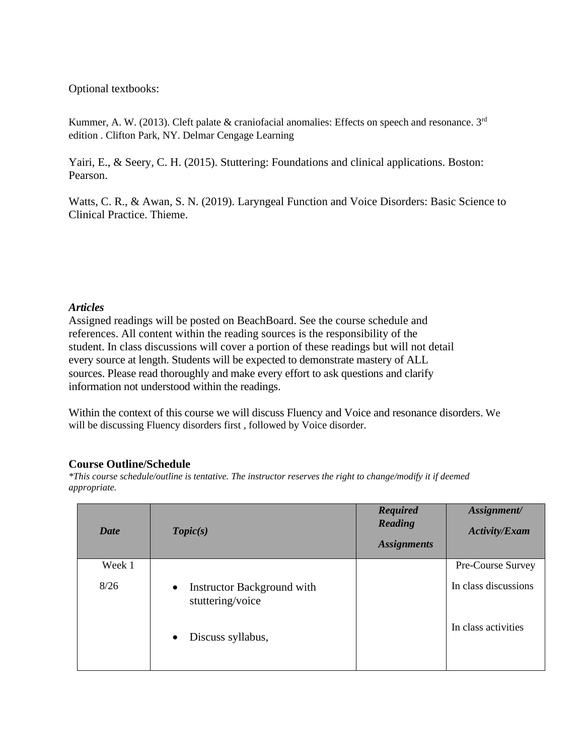Optional textbooks:

Kummer, A. W. (2013). Cleft palate & craniofacial anomalies: Effects on speech and resonance. 3rd edition . Clifton Park, NY. Delmar Cengage Learning

Yairi, E., & Seery, C. H. (2015). Stuttering: Foundations and clinical applications. Boston: Pearson.

Watts, C. R., & Awan, S. N. (2019). Laryngeal Function and Voice Disorders: Basic Science to Clinical Practice. Thieme.

***Articles***

Assigned readings will be posted on BeachBoard. See the course schedule and references. All content within the reading sources is the responsibility of the student. In class discussions will cover a portion of these readings but will not detail every source at length. Students will be expected to demonstrate mastery of ALL sources. Please read thoroughly and make every effort to ask questions and clarify information not understood within the readings.

Within the context of this course we will discuss Fluency and Voice and resonance disorders. We will be discussing Fluency disorders first , followed by Voice disorder.

## Course Outline/Schedule

*\*This course schedule/outline is tentative. The instructor reserves the right to change/modify it if deemed appropriate.*

| ***Date*** | ***Topic(s)*** | ***Required Reading Assignments*** | ***Assignment/ Activity/Exam*** |
|---|---|---|---|
| Week 1<br><br>8/26 | • Instructor Background with stuttering/voice<br><br>• Discuss syllabus, | | Pre-Course Survey<br><br>In class discussions<br><br>In class activities |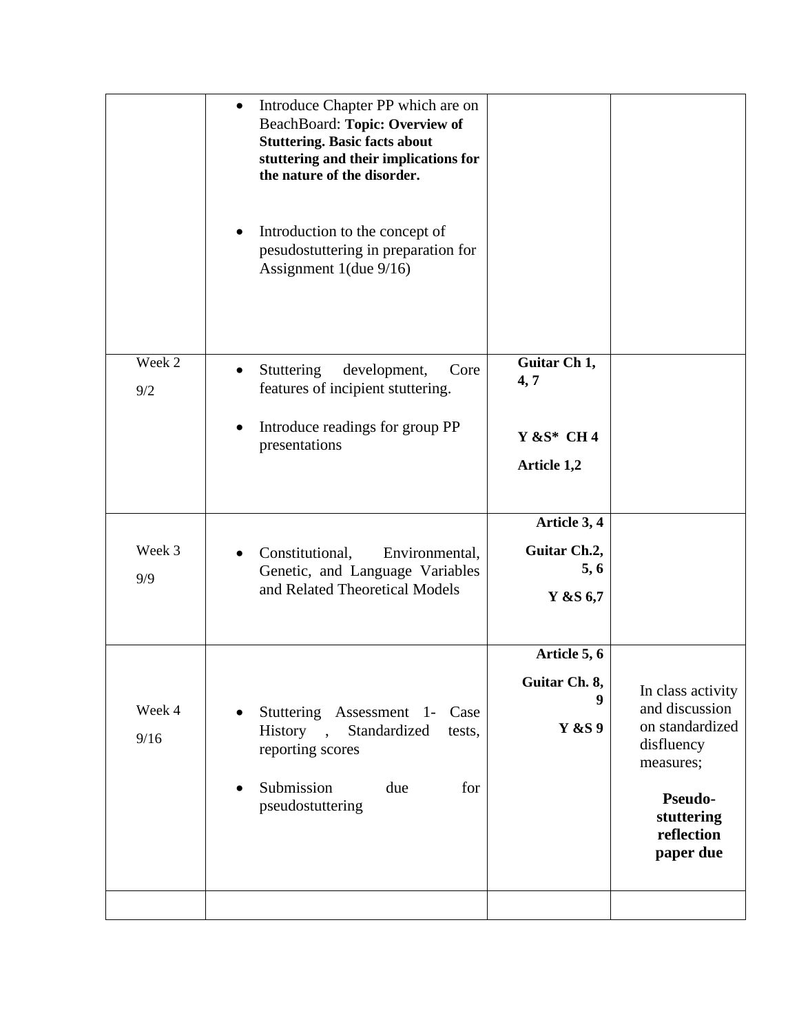| | | | |
|---|---|---|---|
| | • Introduce Chapter PP which are on BeachBoard: **Topic: Overview of Stuttering. Basic facts about stuttering and their implications for the nature of the disorder.**<br><br>• Introduction to the concept of pesudostuttering in preparation for Assignment 1(due 9/16) | | |
| Week 2<br>9/2 | • Stuttering development, Core features of incipient stuttering.<br><br>• Introduce readings for group PP presentations | **Guitar Ch 1, 4, 7**<br><br>**Y &S* CH 4**<br>**Article 1,2** | |
| Week 3<br>9/9 | • Constitutional, Environmental, Genetic, and Language Variables and Related Theoretical Models | **Article 3, 4**<br>**Guitar Ch.2, 5, 6**<br>**Y &S 6,7** | |
| Week 4<br>9/16 | • Stuttering Assessment 1- Case History , Standardized tests, reporting scores<br><br>• Submission due for pseudostuttering | **Article 5, 6**<br>**Guitar Ch. 8, 9**<br>**Y &S 9** | In class activity and discussion on standardized disfluency measures;<br><br>**Pseudo-stuttering reflection paper due** |
| | | | |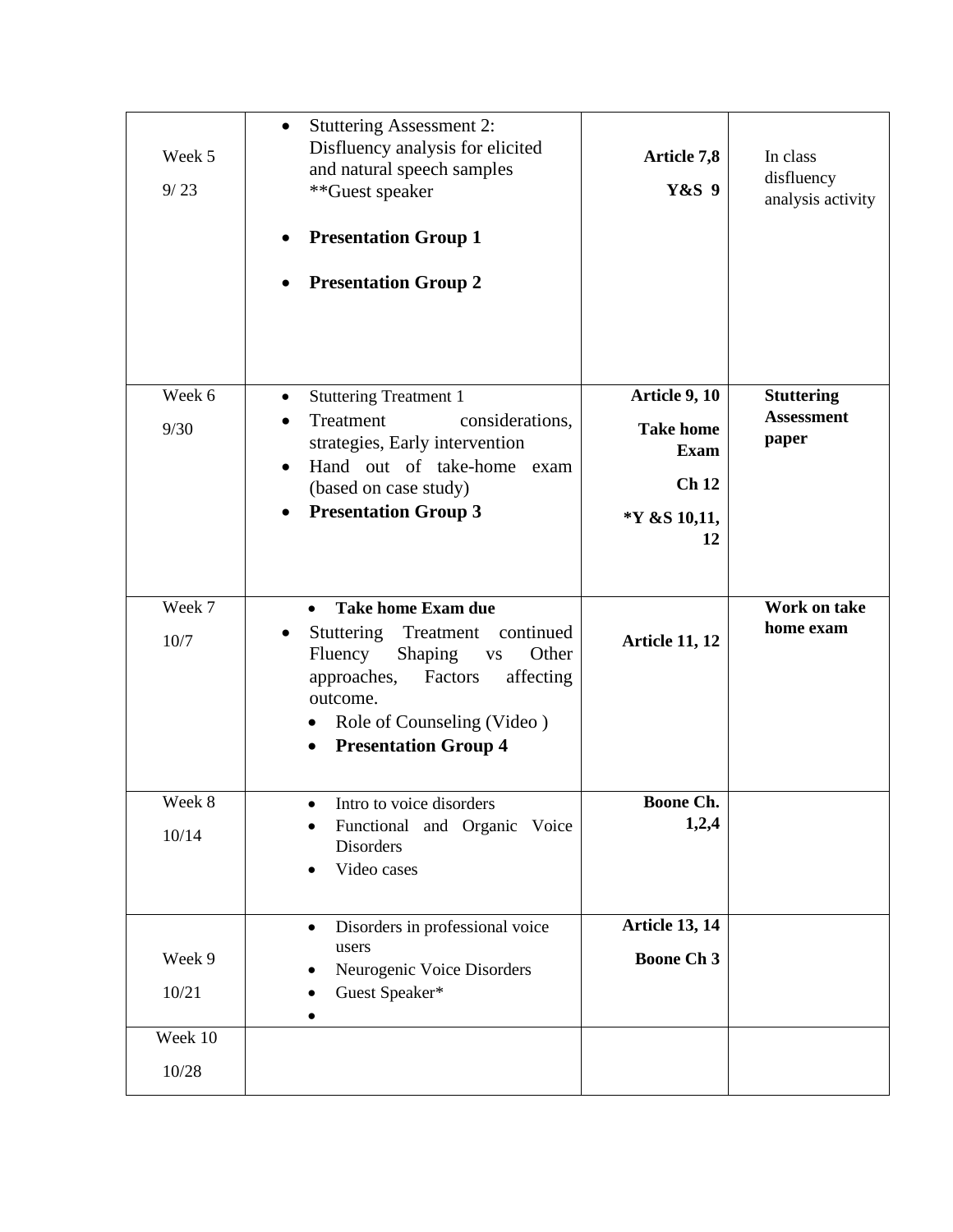| | | | |
|---|---|---|---|
| Week 5<br>9/ 23 | • Stuttering Assessment 2: Disfluency analysis for elicited and natural speech samples **Guest speaker<br>• **Presentation Group 1**<br>• **Presentation Group 2** | **Article 7,8**<br>**Y&S 9** | In class disfluency analysis activity |
| Week 6<br>9/30 | • Stuttering Treatment 1<br>• Treatment considerations, strategies, Early intervention<br>• Hand out of take-home exam (based on case study)<br>• **Presentation Group 3** | **Article 9, 10**<br>**Take home Exam**<br>**Ch 12**<br>***Y &S 10,11, 12** | **Stuttering Assessment paper** |
| Week 7<br>10/7 | • **Take home Exam due**<br>• Stuttering Treatment continued Fluency Shaping vs Other approaches, Factors affecting outcome.<br>• Role of Counseling (Video )<br>• **Presentation Group 4** | **Article 11, 12** | **Work on take home exam** |
| Week 8<br>10/14 | • Intro to voice disorders<br>• Functional and Organic Voice Disorders<br>• Video cases | **Boone Ch. 1,2,4** | |
| Week 9<br>10/21 | • Disorders in professional voice users<br>• Neurogenic Voice Disorders<br>• Guest Speaker*<br>• | **Article 13, 14**<br>**Boone Ch 3** | |
| Week 10<br>10/28 | | | |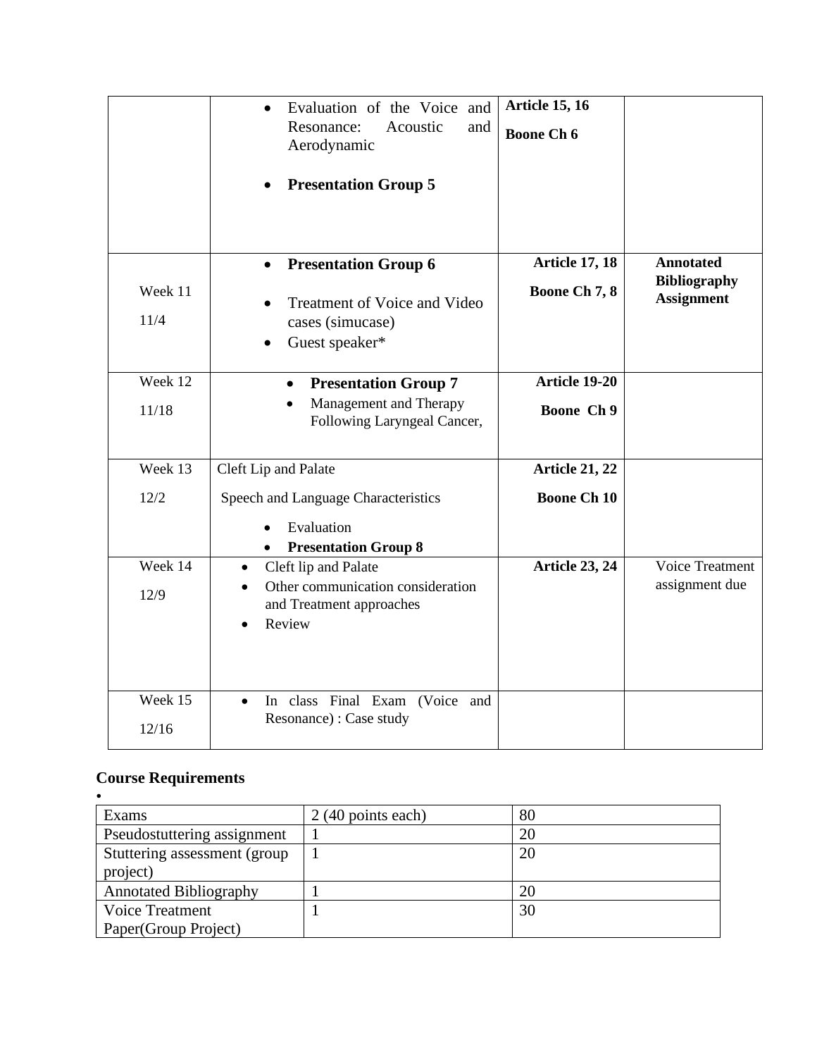| | | | |
|---|---|---|---|
| | • Evaluation of the Voice and Resonance: Acoustic and Aerodynamic<br>• **Presentation Group 5** | **Article 15, 16**<br>**Boone Ch 6** | |
| Week 11<br>11/4 | • **Presentation Group 6**<br>• Treatment of Voice and Video cases (simucase)<br>• Guest speaker* | **Article 17, 18**<br>**Boone Ch 7, 8** | **Annotated Bibliography Assignment** |
| Week 12<br>11/18 | • **Presentation Group 7**<br>• Management and Therapy Following Laryngeal Cancer, | **Article 19-20**<br>**Boone Ch 9** | |
| Week 13<br>12/2 | Cleft Lip and Palate<br>Speech and Language Characteristics<br>• Evaluation<br>• **Presentation Group 8** | **Article 21, 22**<br>**Boone Ch 10** | |
| Week 14<br>12/9 | • Cleft lip and Palate<br>• Other communication consideration and Treatment approaches<br>• Review | **Article 23, 24** | Voice Treatment assignment due |
| Week 15<br>12/16 | • In class Final Exam (Voice and Resonance) : Case study | | |

## Course Requirements

•

| | | |
|---|---|---|
| Exams | 2 (40 points each) | 80 |
| Pseudostuttering assignment | 1 | 20 |
| Stuttering assessment (group project) | 1 | 20 |
| Annotated Bibliography | 1 | 20 |
| Voice Treatment Paper(Group Project) | 1 | 30 |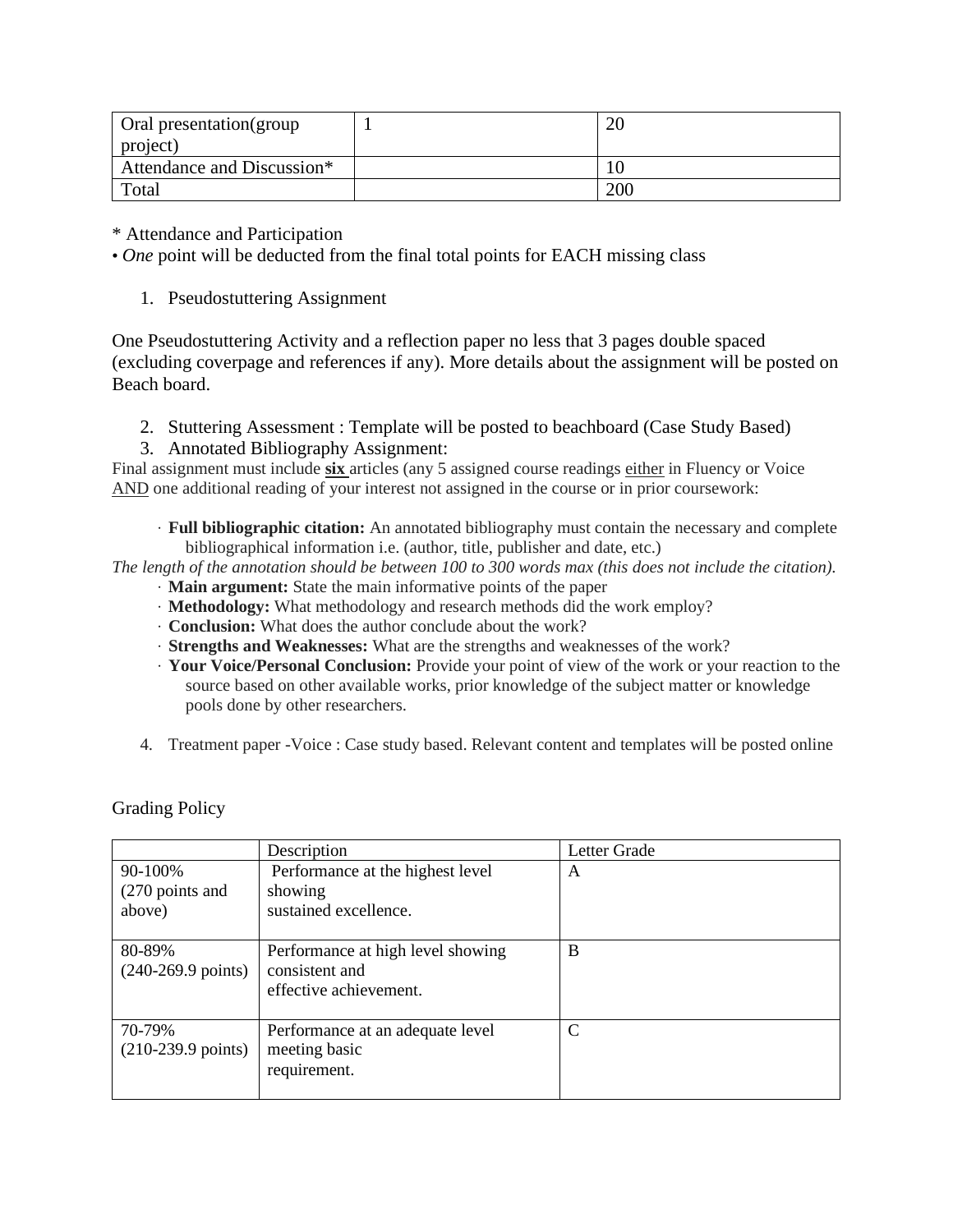| | | |
|---|---|---|
| Oral presentation(group project) | 1 | 20 |
| Attendance and Discussion* | | 10 |
| Total | | 200 |

* Attendance and Participation

• *One* point will be deducted from the final total points for EACH missing class

1. Pseudostuttering Assignment

One Pseudostuttering Activity and a reflection paper no less that 3 pages double spaced (excluding coverpage and references if any). More details about the assignment will be posted on Beach board.

2. Stuttering Assessment : Template will be posted to beachboard (Case Study Based)
3. Annotated Bibliography Assignment:

Final assignment must include **six** articles (any 5 assigned course readings either in Fluency or Voice AND one additional reading of your interest not assigned in the course or in prior coursework:

- **Full bibliographic citation:** An annotated bibliography must contain the necessary and complete bibliographical information i.e. (author, title, publisher and date, etc.)

*The length of the annotation should be between 100 to 300 words max (this does not include the citation).*

- **Main argument:** State the main informative points of the paper
- **Methodology:** What methodology and research methods did the work employ?
- **Conclusion:** What does the author conclude about the work?
- **Strengths and Weaknesses:** What are the strengths and weaknesses of the work?
- **Your Voice/Personal Conclusion:** Provide your point of view of the work or your reaction to the source based on other available works, prior knowledge of the subject matter or knowledge pools done by other researchers.

4. Treatment paper -Voice : Case study based. Relevant content and templates will be posted online

Grading Policy

| | Description | Letter Grade |
|---|---|---|
| 90-100% (270 points and above) | Performance at the highest level showing sustained excellence. | A |
| 80-89% (240-269.9 points) | Performance at high level showing consistent and effective achievement. | B |
| 70-79% (210-239.9 points) | Performance at an adequate level meeting basic requirement. | C |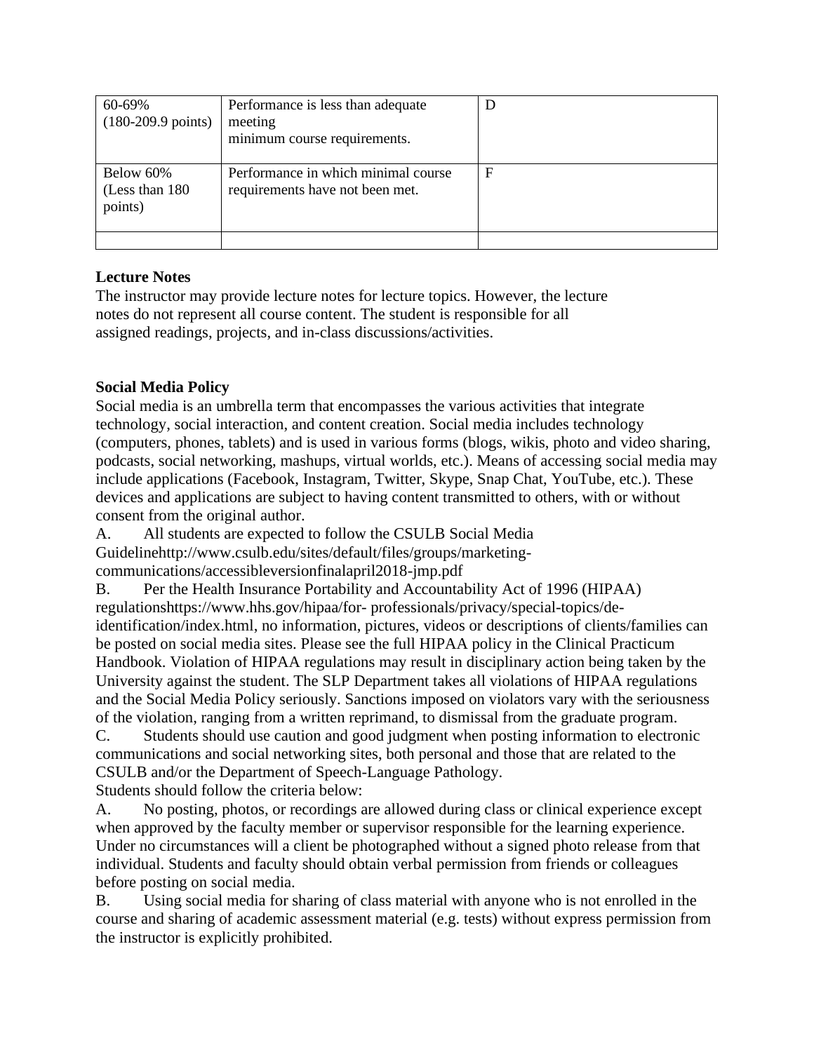| | | |
|---|---|---|
| 60-69% (180-209.9 points) | Performance is less than adequate meeting minimum course requirements. | D |
| Below 60% (Less than 180 points) | Performance in which minimal course requirements have not been met. | F |
| | | |

**Lecture Notes**

The instructor may provide lecture notes for lecture topics. However, the lecture notes do not represent all course content. The student is responsible for all assigned readings, projects, and in-class discussions/activities.

**Social Media Policy**

Social media is an umbrella term that encompasses the various activities that integrate technology, social interaction, and content creation. Social media includes technology (computers, phones, tablets) and is used in various forms (blogs, wikis, photo and video sharing, podcasts, social networking, mashups, virtual worlds, etc.). Means of accessing social media may include applications (Facebook, Instagram, Twitter, Skype, Snap Chat, YouTube, etc.). These devices and applications are subject to having content transmitted to others, with or without consent from the original author.

A. All students are expected to follow the CSULB Social Media Guidelinehttp://www.csulb.edu/sites/default/files/groups/marketing-communications/accessibleversionfinalapril2018-jmp.pdf

B. Per the Health Insurance Portability and Accountability Act of 1996 (HIPAA) regulationshttps://www.hhs.gov/hipaa/for- professionals/privacy/special-topics/de-identification/index.html, no information, pictures, videos or descriptions of clients/families can be posted on social media sites. Please see the full HIPAA policy in the Clinical Practicum Handbook. Violation of HIPAA regulations may result in disciplinary action being taken by the University against the student. The SLP Department takes all violations of HIPAA regulations and the Social Media Policy seriously. Sanctions imposed on violators vary with the seriousness of the violation, ranging from a written reprimand, to dismissal from the graduate program.

C. Students should use caution and good judgment when posting information to electronic communications and social networking sites, both personal and those that are related to the CSULB and/or the Department of Speech-Language Pathology.

Students should follow the criteria below:

A. No posting, photos, or recordings are allowed during class or clinical experience except when approved by the faculty member or supervisor responsible for the learning experience. Under no circumstances will a client be photographed without a signed photo release from that individual. Students and faculty should obtain verbal permission from friends or colleagues before posting on social media.

B. Using social media for sharing of class material with anyone who is not enrolled in the course and sharing of academic assessment material (e.g. tests) without express permission from the instructor is explicitly prohibited.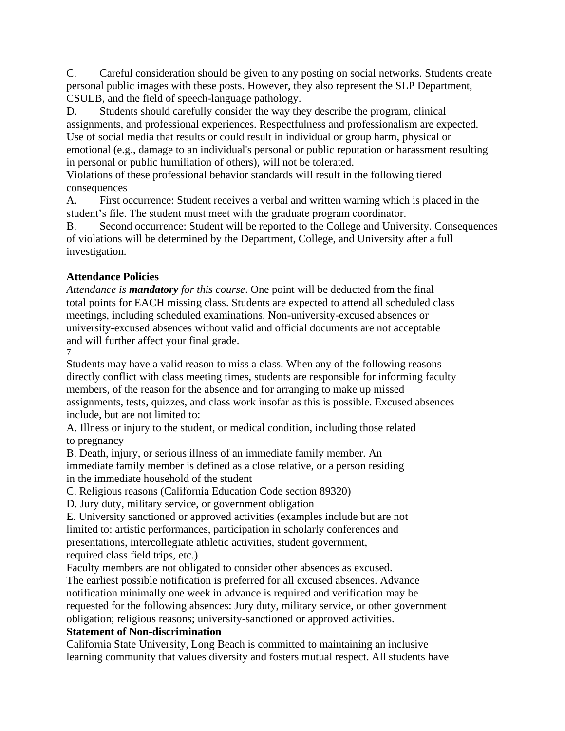C. Careful consideration should be given to any posting on social networks. Students create personal public images with these posts. However, they also represent the SLP Department, CSULB, and the field of speech-language pathology.

D. Students should carefully consider the way they describe the program, clinical assignments, and professional experiences. Respectfulness and professionalism are expected. Use of social media that results or could result in individual or group harm, physical or emotional (e.g., damage to an individual's personal or public reputation or harassment resulting in personal or public humiliation of others), will not be tolerated.

Violations of these professional behavior standards will result in the following tiered consequences

A. First occurrence: Student receives a verbal and written warning which is placed in the student's file. The student must meet with the graduate program coordinator.

B. Second occurrence: Student will be reported to the College and University. Consequences of violations will be determined by the Department, College, and University after a full investigation.

**Attendance Policies**

*Attendance is **mandatory** for this course*. One point will be deducted from the final total points for EACH missing class. Students are expected to attend all scheduled class meetings, including scheduled examinations. Non-university-excused absences or university-excused absences without valid and official documents are not acceptable and will further affect your final grade.

Students may have a valid reason to miss a class. When any of the following reasons directly conflict with class meeting times, students are responsible for informing faculty members, of the reason for the absence and for arranging to make up missed assignments, tests, quizzes, and class work insofar as this is possible. Excused absences include, but are not limited to:

A. Illness or injury to the student, or medical condition, including those related to pregnancy

B. Death, injury, or serious illness of an immediate family member. An immediate family member is defined as a close relative, or a person residing in the immediate household of the student

C. Religious reasons (California Education Code section 89320)

D. Jury duty, military service, or government obligation

E. University sanctioned or approved activities (examples include but are not limited to: artistic performances, participation in scholarly conferences and presentations, intercollegiate athletic activities, student government, required class field trips, etc.)

Faculty members are not obligated to consider other absences as excused.

The earliest possible notification is preferred for all excused absences. Advance notification minimally one week in advance is required and verification may be requested for the following absences: Jury duty, military service, or other government obligation; religious reasons; university-sanctioned or approved activities.

**Statement of Non-discrimination**

California State University, Long Beach is committed to maintaining an inclusive learning community that values diversity and fosters mutual respect. All students have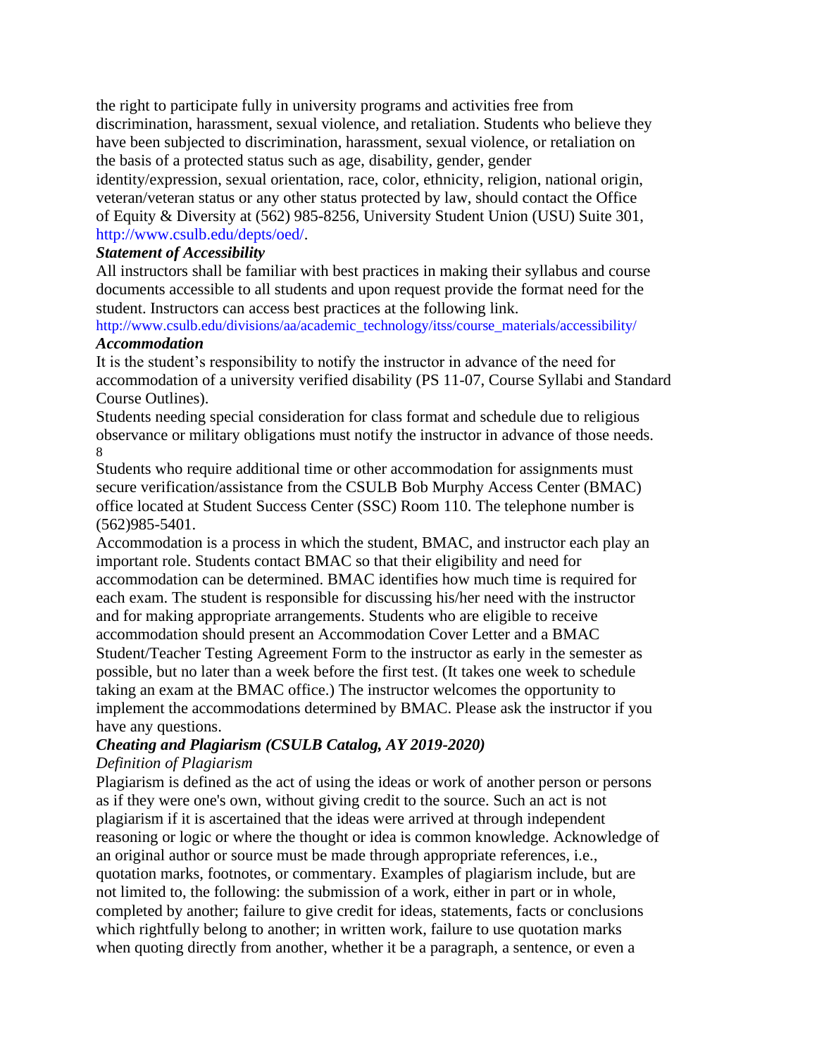the right to participate fully in university programs and activities free from discrimination, harassment, sexual violence, and retaliation. Students who believe they have been subjected to discrimination, harassment, sexual violence, or retaliation on the basis of a protected status such as age, disability, gender, gender identity/expression, sexual orientation, race, color, ethnicity, religion, national origin, veteran/veteran status or any other status protected by law, should contact the Office of Equity & Diversity at (562) 985-8256, University Student Union (USU) Suite 301, http://www.csulb.edu/depts/oed/.

***Statement of Accessibility***

All instructors shall be familiar with best practices in making their syllabus and course documents accessible to all students and upon request provide the format need for the student. Instructors can access best practices at the following link.
http://www.csulb.edu/divisions/aa/academic_technology/itss/course_materials/accessibility/

***Accommodation***

It is the student's responsibility to notify the instructor in advance of the need for accommodation of a university verified disability (PS 11-07, Course Syllabi and Standard Course Outlines).

Students needing special consideration for class format and schedule due to religious observance or military obligations must notify the instructor in advance of those needs.

Students who require additional time or other accommodation for assignments must secure verification/assistance from the CSULB Bob Murphy Access Center (BMAC) office located at Student Success Center (SSC) Room 110. The telephone number is (562)985-5401.

Accommodation is a process in which the student, BMAC, and instructor each play an important role. Students contact BMAC so that their eligibility and need for accommodation can be determined. BMAC identifies how much time is required for each exam. The student is responsible for discussing his/her need with the instructor and for making appropriate arrangements. Students who are eligible to receive accommodation should present an Accommodation Cover Letter and a BMAC Student/Teacher Testing Agreement Form to the instructor as early in the semester as possible, but no later than a week before the first test. (It takes one week to schedule taking an exam at the BMAC office.) The instructor welcomes the opportunity to implement the accommodations determined by BMAC. Please ask the instructor if you have any questions.

***Cheating and Plagiarism (CSULB Catalog, AY 2019-2020)***

*Definition of Plagiarism*

Plagiarism is defined as the act of using the ideas or work of another person or persons as if they were one's own, without giving credit to the source. Such an act is not plagiarism if it is ascertained that the ideas were arrived at through independent reasoning or logic or where the thought or idea is common knowledge. Acknowledge of an original author or source must be made through appropriate references, i.e., quotation marks, footnotes, or commentary. Examples of plagiarism include, but are not limited to, the following: the submission of a work, either in part or in whole, completed by another; failure to give credit for ideas, statements, facts or conclusions which rightfully belong to another; in written work, failure to use quotation marks when quoting directly from another, whether it be a paragraph, a sentence, or even a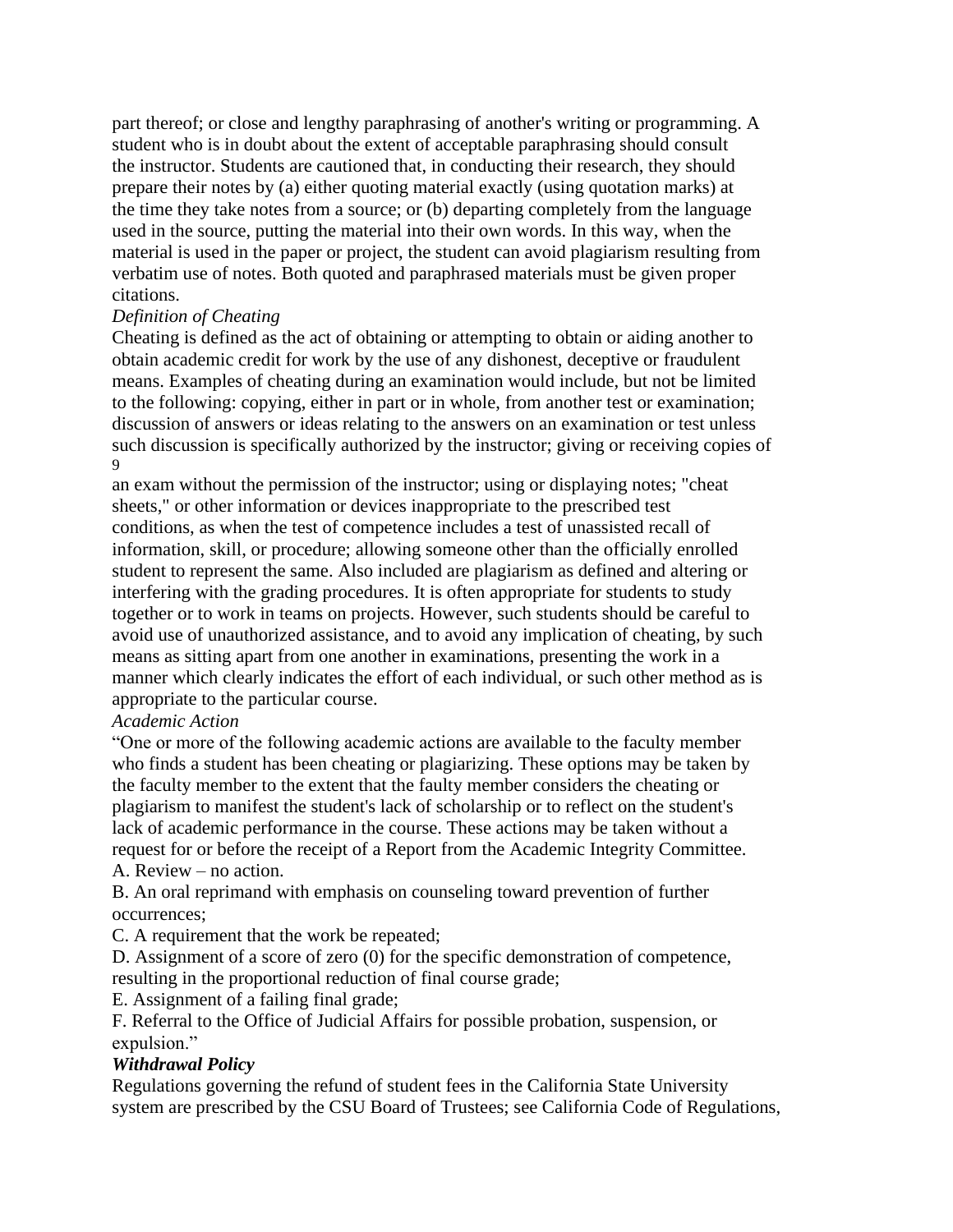part thereof; or close and lengthy paraphrasing of another's writing or programming. A student who is in doubt about the extent of acceptable paraphrasing should consult the instructor. Students are cautioned that, in conducting their research, they should prepare their notes by (a) either quoting material exactly (using quotation marks) at the time they take notes from a source; or (b) departing completely from the language used in the source, putting the material into their own words. In this way, when the material is used in the paper or project, the student can avoid plagiarism resulting from verbatim use of notes. Both quoted and paraphrased materials must be given proper citations.

*Definition of Cheating*

Cheating is defined as the act of obtaining or attempting to obtain or aiding another to obtain academic credit for work by the use of any dishonest, deceptive or fraudulent means. Examples of cheating during an examination would include, but not be limited to the following: copying, either in part or in whole, from another test or examination; discussion of answers or ideas relating to the answers on an examination or test unless such discussion is specifically authorized by the instructor; giving or receiving copies of an exam without the permission of the instructor; using or displaying notes; "cheat sheets," or other information or devices inappropriate to the prescribed test conditions, as when the test of competence includes a test of unassisted recall of information, skill, or procedure; allowing someone other than the officially enrolled student to represent the same. Also included are plagiarism as defined and altering or interfering with the grading procedures. It is often appropriate for students to study together or to work in teams on projects. However, such students should be careful to avoid use of unauthorized assistance, and to avoid any implication of cheating, by such means as sitting apart from one another in examinations, presenting the work in a manner which clearly indicates the effort of each individual, or such other method as is appropriate to the particular course.

*Academic Action*

"One or more of the following academic actions are available to the faculty member who finds a student has been cheating or plagiarizing. These options may be taken by the faculty member to the extent that the faulty member considers the cheating or plagiarism to manifest the student's lack of scholarship or to reflect on the student's lack of academic performance in the course. These actions may be taken without a request for or before the receipt of a Report from the Academic Integrity Committee.

A. Review – no action.

B. An oral reprimand with emphasis on counseling toward prevention of further occurrences;

C. A requirement that the work be repeated;

D. Assignment of a score of zero (0) for the specific demonstration of competence, resulting in the proportional reduction of final course grade;

E. Assignment of a failing final grade;

F. Referral to the Office of Judicial Affairs for possible probation, suspension, or expulsion."

***Withdrawal Policy***

Regulations governing the refund of student fees in the California State University system are prescribed by the CSU Board of Trustees; see California Code of Regulations,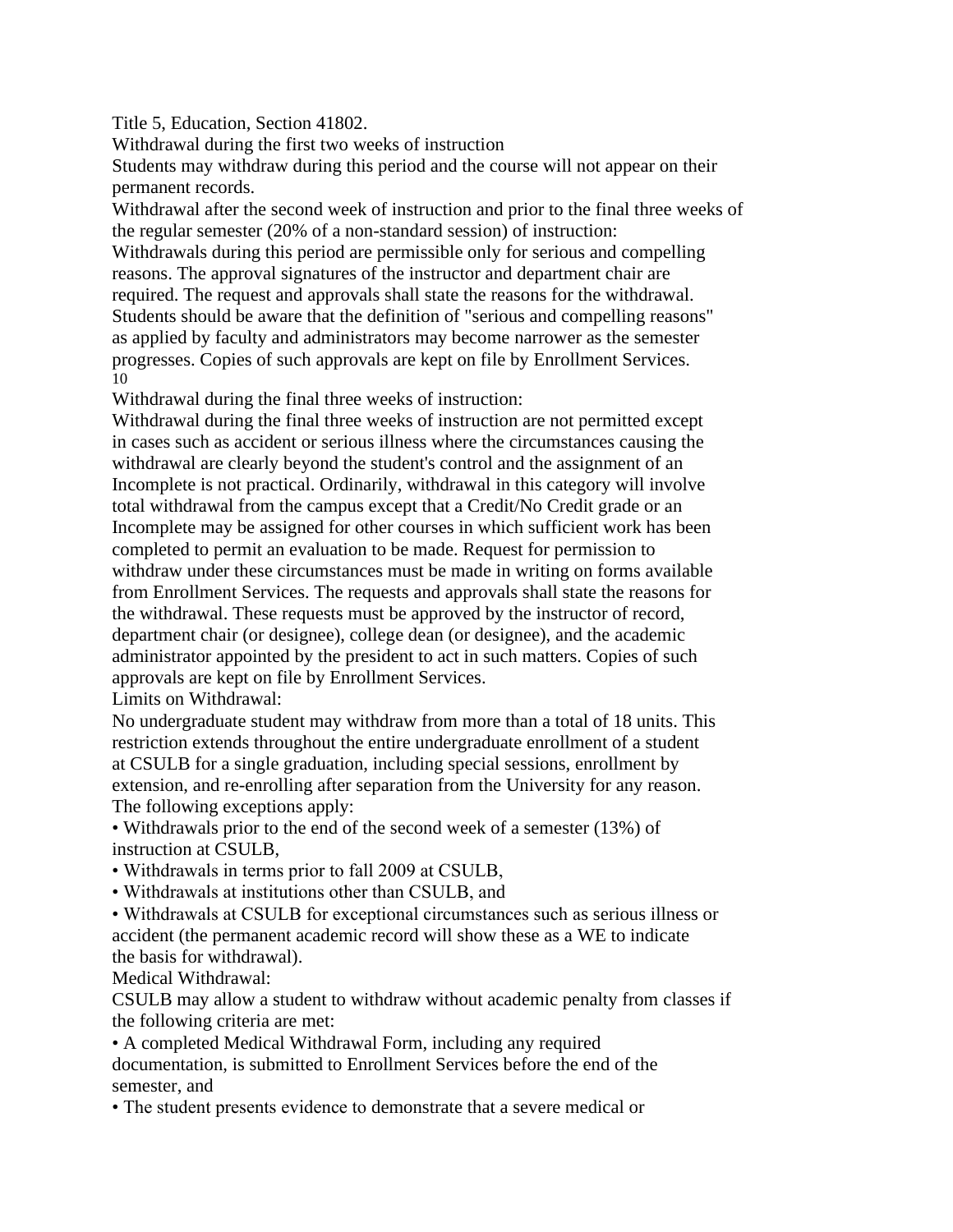Title 5, Education, Section 41802.

Withdrawal during the first two weeks of instruction

Students may withdraw during this period and the course will not appear on their permanent records.

Withdrawal after the second week of instruction and prior to the final three weeks of the regular semester (20% of a non-standard session) of instruction:

Withdrawals during this period are permissible only for serious and compelling reasons. The approval signatures of the instructor and department chair are required. The request and approvals shall state the reasons for the withdrawal. Students should be aware that the definition of "serious and compelling reasons" as applied by faculty and administrators may become narrower as the semester progresses. Copies of such approvals are kept on file by Enrollment Services.

Withdrawal during the final three weeks of instruction:

Withdrawal during the final three weeks of instruction are not permitted except in cases such as accident or serious illness where the circumstances causing the withdrawal are clearly beyond the student's control and the assignment of an Incomplete is not practical. Ordinarily, withdrawal in this category will involve total withdrawal from the campus except that a Credit/No Credit grade or an Incomplete may be assigned for other courses in which sufficient work has been completed to permit an evaluation to be made. Request for permission to withdraw under these circumstances must be made in writing on forms available from Enrollment Services. The requests and approvals shall state the reasons for the withdrawal. These requests must be approved by the instructor of record, department chair (or designee), college dean (or designee), and the academic administrator appointed by the president to act in such matters. Copies of such approvals are kept on file by Enrollment Services.

Limits on Withdrawal:

No undergraduate student may withdraw from more than a total of 18 units. This restriction extends throughout the entire undergraduate enrollment of a student at CSULB for a single graduation, including special sessions, enrollment by extension, and re-enrolling after separation from the University for any reason. The following exceptions apply:

- Withdrawals prior to the end of the second week of a semester (13%) of instruction at CSULB,
- Withdrawals in terms prior to fall 2009 at CSULB,
- Withdrawals at institutions other than CSULB, and
- Withdrawals at CSULB for exceptional circumstances such as serious illness or accident (the permanent academic record will show these as a WE to indicate the basis for withdrawal).

Medical Withdrawal:

CSULB may allow a student to withdraw without academic penalty from classes if the following criteria are met:

- A completed Medical Withdrawal Form, including any required documentation, is submitted to Enrollment Services before the end of the semester, and
- The student presents evidence to demonstrate that a severe medical or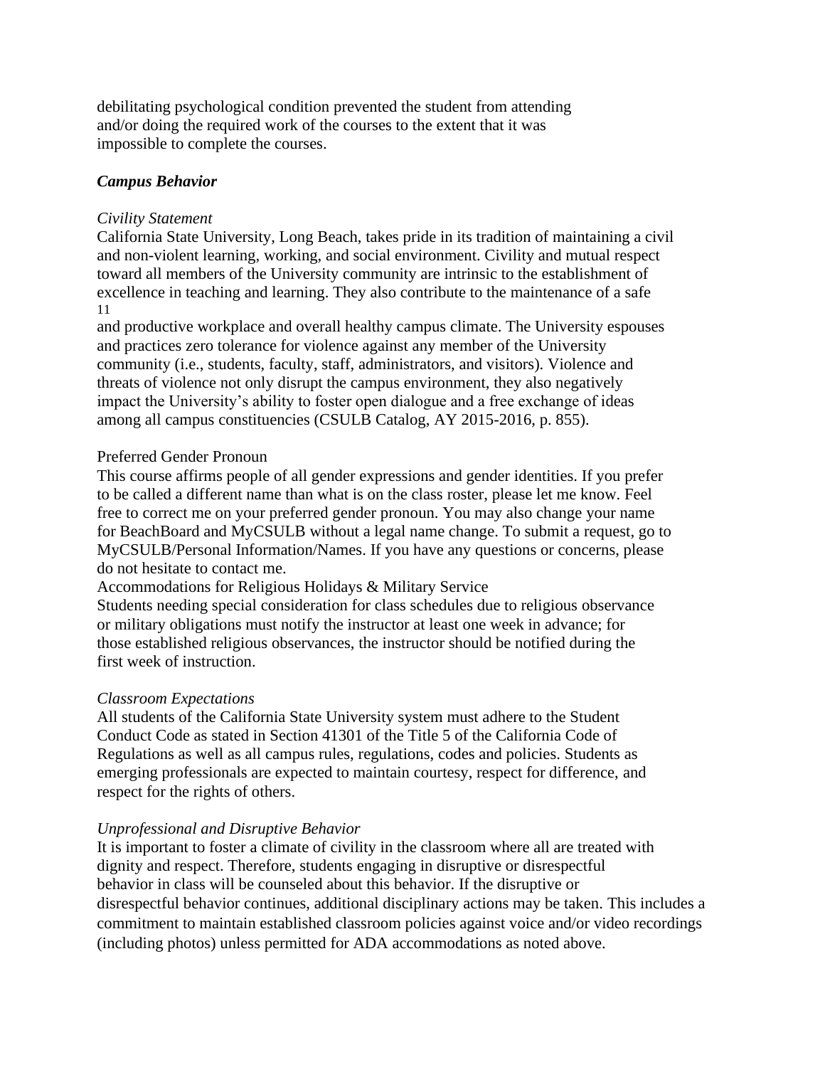debilitating psychological condition prevented the student from attending and/or doing the required work of the courses to the extent that it was impossible to complete the courses.

***Campus Behavior***

*Civility Statement*

California State University, Long Beach, takes pride in its tradition of maintaining a civil and non-violent learning, working, and social environment. Civility and mutual respect toward all members of the University community are intrinsic to the establishment of excellence in teaching and learning. They also contribute to the maintenance of a safe and productive workplace and overall healthy campus climate. The University espouses and practices zero tolerance for violence against any member of the University community (i.e., students, faculty, staff, administrators, and visitors). Violence and threats of violence not only disrupt the campus environment, they also negatively impact the University's ability to foster open dialogue and a free exchange of ideas among all campus constituencies (CSULB Catalog, AY 2015-2016, p. 855).

Preferred Gender Pronoun

This course affirms people of all gender expressions and gender identities. If you prefer to be called a different name than what is on the class roster, please let me know. Feel free to correct me on your preferred gender pronoun. You may also change your name for BeachBoard and MyCSULB without a legal name change. To submit a request, go to MyCSULB/Personal Information/Names. If you have any questions or concerns, please do not hesitate to contact me.

Accommodations for Religious Holidays & Military Service

Students needing special consideration for class schedules due to religious observance or military obligations must notify the instructor at least one week in advance; for those established religious observances, the instructor should be notified during the first week of instruction.

*Classroom Expectations*

All students of the California State University system must adhere to the Student Conduct Code as stated in Section 41301 of the Title 5 of the California Code of Regulations as well as all campus rules, regulations, codes and policies. Students as emerging professionals are expected to maintain courtesy, respect for difference, and respect for the rights of others.

*Unprofessional and Disruptive Behavior*

It is important to foster a climate of civility in the classroom where all are treated with dignity and respect. Therefore, students engaging in disruptive or disrespectful behavior in class will be counseled about this behavior. If the disruptive or disrespectful behavior continues, additional disciplinary actions may be taken. This includes a commitment to maintain established classroom policies against voice and/or video recordings (including photos) unless permitted for ADA accommodations as noted above.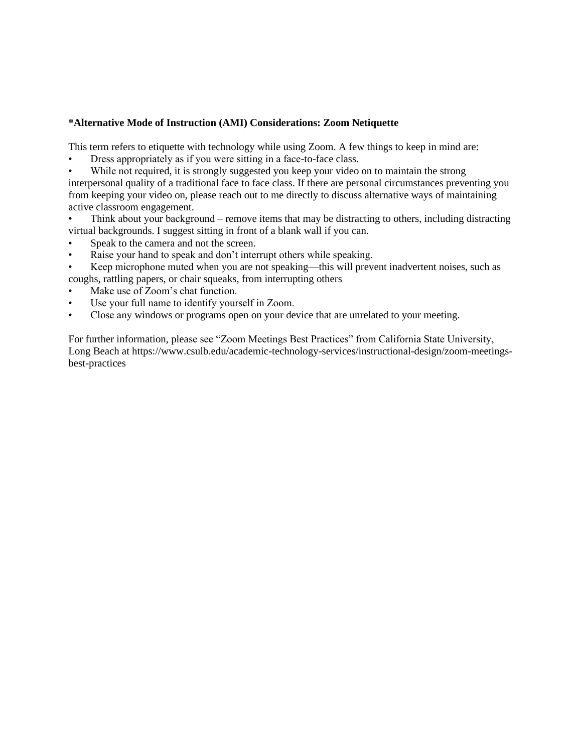**\*Alternative Mode of Instruction (AMI) Considerations: Zoom Netiquette**

This term refers to etiquette with technology while using Zoom. A few things to keep in mind are:

- Dress appropriately as if you were sitting in a face-to-face class.
- While not required, it is strongly suggested you keep your video on to maintain the strong interpersonal quality of a traditional face to face class. If there are personal circumstances preventing you from keeping your video on, please reach out to me directly to discuss alternative ways of maintaining active classroom engagement.
- Think about your background – remove items that may be distracting to others, including distracting virtual backgrounds. I suggest sitting in front of a blank wall if you can.
- Speak to the camera and not the screen.
- Raise your hand to speak and don't interrupt others while speaking.
- Keep microphone muted when you are not speaking—this will prevent inadvertent noises, such as coughs, rattling papers, or chair squeaks, from interrupting others
- Make use of Zoom's chat function.
- Use your full name to identify yourself in Zoom.
- Close any windows or programs open on your device that are unrelated to your meeting.

For further information, please see "Zoom Meetings Best Practices" from California State University, Long Beach at https://www.csulb.edu/academic-technology-services/instructional-design/zoom-meetings-best-practices